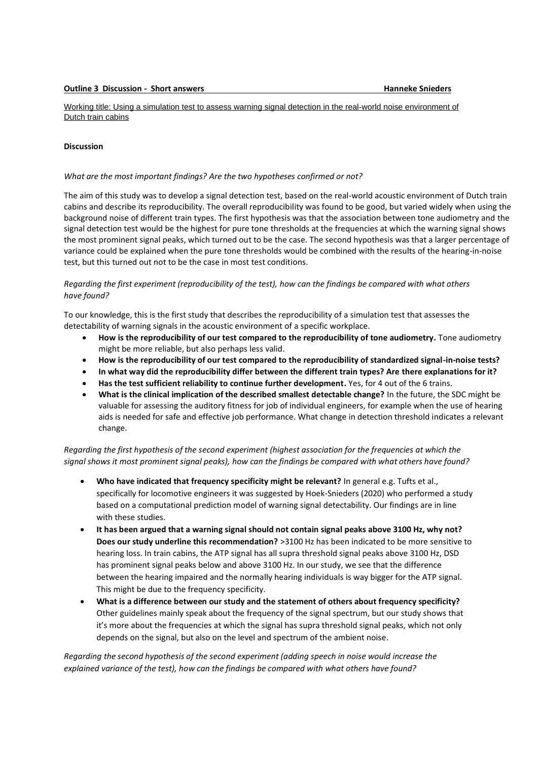**Outline 3 Discussion - Short answers** **Hanneke Snieders**

<u>Working title: Using a simulation test to assess warning signal detection in the real-world noise environment of Dutch train cabins</u>

**Discussion**

*What are the most important findings? Are the two hypotheses confirmed or not?*

The aim of this study was to develop a signal detection test, based on the real-world acoustic environment of Dutch train cabins and describe its reproducibility. The overall reproducibility was found to be good, but varied widely when using the background noise of different train types. The first hypothesis was that the association between tone audiometry and the signal detection test would be the highest for pure tone thresholds at the frequencies at which the warning signal shows the most prominent signal peaks, which turned out to be the case. The second hypothesis was that a larger percentage of variance could be explained when the pure tone thresholds would be combined with the results of the hearing-in-noise test, but this turned out not to be the case in most test conditions.

*Regarding the first experiment (reproducibility of the test), how can the findings be compared with what others have found?*

To our knowledge, this is the first study that describes the reproducibility of a simulation test that assesses the detectability of warning signals in the acoustic environment of a specific workplace.

- **How is the reproducibility of our test compared to the reproducibility of tone audiometry.** Tone audiometry might be more reliable, but also perhaps less valid.
- **How is the reproducibility of our test compared to the reproducibility of standardized signal-in-noise tests?**
- **In what way did the reproducibility differ between the different train types? Are there explanations for it?**
- **Has the test sufficient reliability to continue further development.** Yes, for 4 out of the 6 trains.
- **What is the clinical implication of the described smallest detectable change?** In the future, the SDC might be valuable for assessing the auditory fitness for job of individual engineers, for example when the use of hearing aids is needed for safe and effective job performance. What change in detection threshold indicates a relevant change.

*Regarding the first hypothesis of the second experiment (highest association for the frequencies at which the signal shows it most prominent signal peaks), how can the findings be compared with what others have found?*

- **Who have indicated that frequency specificity might be relevant?** In general e.g. Tufts et al., specifically for locomotive engineers it was suggested by Hoek-Snieders (2020) who performed a study based on a computational prediction model of warning signal detectability. Our findings are in line with these studies.
- **It has been argued that a warning signal should not contain signal peaks above 3100 Hz, why not? Does our study underline this recommendation?** >3100 Hz has been indicated to be more sensitive to hearing loss. In train cabins, the ATP signal has all supra threshold signal peaks above 3100 Hz, DSD has prominent signal peaks below and above 3100 Hz. In our study, we see that the difference between the hearing impaired and the normally hearing individuals is way bigger for the ATP signal. This might be due to the frequency specificity.
- **What is a difference between our study and the statement of others about frequency specificity?** Other guidelines mainly speak about the frequency of the signal spectrum, but our study shows that it's more about the frequencies at which the signal has supra threshold signal peaks, which not only depends on the signal, but also on the level and spectrum of the ambient noise.

*Regarding the second hypothesis of the second experiment (adding speech in noise would increase the explained variance of the test), how can the findings be compared with what others have found?*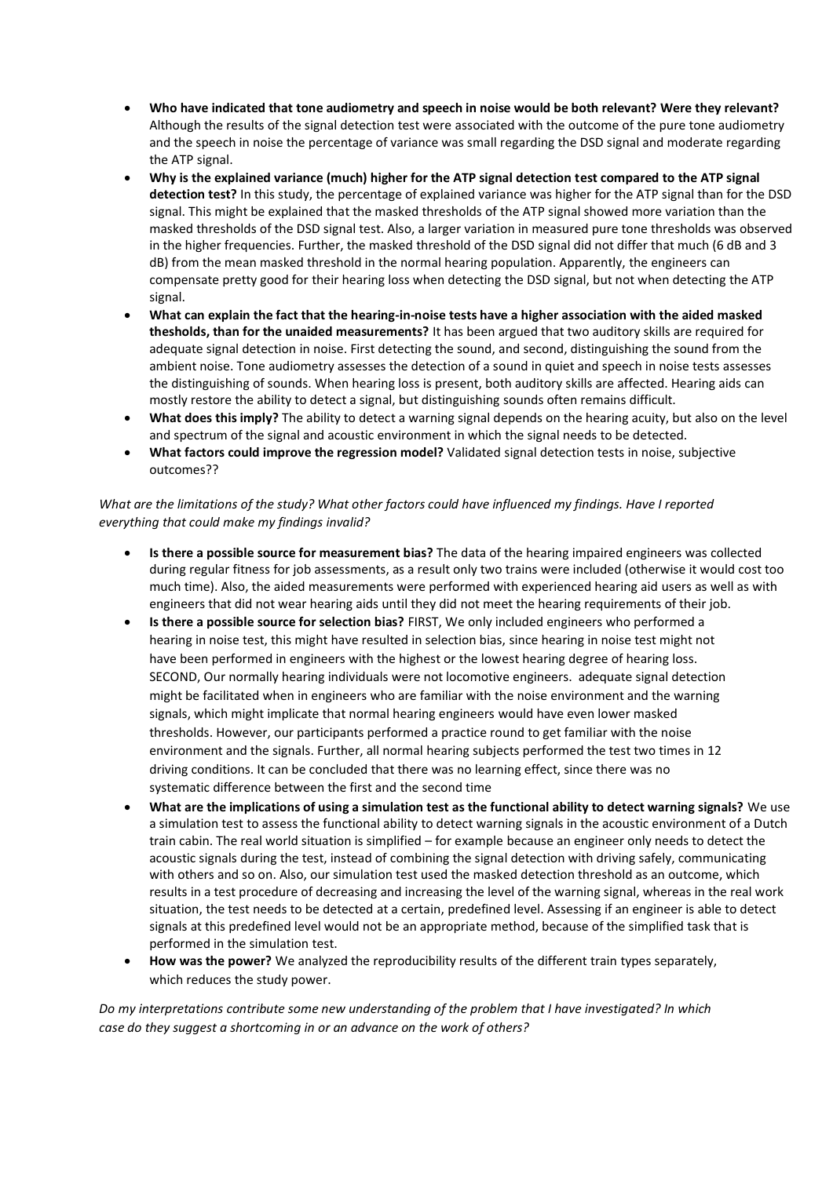- **Who have indicated that tone audiometry and speech in noise would be both relevant? Were they relevant?** Although the results of the signal detection test were associated with the outcome of the pure tone audiometry and the speech in noise the percentage of variance was small regarding the DSD signal and moderate regarding the ATP signal.
- **Why is the explained variance (much) higher for the ATP signal detection test compared to the ATP signal detection test?** In this study, the percentage of explained variance was higher for the ATP signal than for the DSD signal. This might be explained that the masked thresholds of the ATP signal showed more variation than the masked thresholds of the DSD signal test. Also, a larger variation in measured pure tone thresholds was observed in the higher frequencies. Further, the masked threshold of the DSD signal did not differ that much (6 dB and 3 dB) from the mean masked threshold in the normal hearing population. Apparently, the engineers can compensate pretty good for their hearing loss when detecting the DSD signal, but not when detecting the ATP signal.
- **What can explain the fact that the hearing-in-noise tests have a higher association with the aided masked thesholds, than for the unaided measurements?** It has been argued that two auditory skills are required for adequate signal detection in noise. First detecting the sound, and second, distinguishing the sound from the ambient noise. Tone audiometry assesses the detection of a sound in quiet and speech in noise tests assesses the distinguishing of sounds. When hearing loss is present, both auditory skills are affected. Hearing aids can mostly restore the ability to detect a signal, but distinguishing sounds often remains difficult.
- **What does this imply?** The ability to detect a warning signal depends on the hearing acuity, but also on the level and spectrum of the signal and acoustic environment in which the signal needs to be detected.
- **What factors could improve the regression model?** Validated signal detection tests in noise, subjective outcomes??

*What are the limitations of the study? What other factors could have influenced my findings. Have I reported everything that could make my findings invalid?*

- **Is there a possible source for measurement bias?** The data of the hearing impaired engineers was collected during regular fitness for job assessments, as a result only two trains were included (otherwise it would cost too much time). Also, the aided measurements were performed with experienced hearing aid users as well as with engineers that did not wear hearing aids until they did not meet the hearing requirements of their job.
- **Is there a possible source for selection bias?** FIRST, We only included engineers who performed a hearing in noise test, this might have resulted in selection bias, since hearing in noise test might not have been performed in engineers with the highest or the lowest hearing degree of hearing loss. SECOND, Our normally hearing individuals were not locomotive engineers. adequate signal detection might be facilitated when in engineers who are familiar with the noise environment and the warning signals, which might implicate that normal hearing engineers would have even lower masked thresholds. However, our participants performed a practice round to get familiar with the noise environment and the signals. Further, all normal hearing subjects performed the test two times in 12 driving conditions. It can be concluded that there was no learning effect, since there was no systematic difference between the first and the second time
- **What are the implications of using a simulation test as the functional ability to detect warning signals?** We use a simulation test to assess the functional ability to detect warning signals in the acoustic environment of a Dutch train cabin. The real world situation is simplified – for example because an engineer only needs to detect the acoustic signals during the test, instead of combining the signal detection with driving safely, communicating with others and so on. Also, our simulation test used the masked detection threshold as an outcome, which results in a test procedure of decreasing and increasing the level of the warning signal, whereas in the real work situation, the test needs to be detected at a certain, predefined level. Assessing if an engineer is able to detect signals at this predefined level would not be an appropriate method, because of the simplified task that is performed in the simulation test.
- **How was the power?** We analyzed the reproducibility results of the different train types separately, which reduces the study power.

*Do my interpretations contribute some new understanding of the problem that I have investigated? In which case do they suggest a shortcoming in or an advance on the work of others?*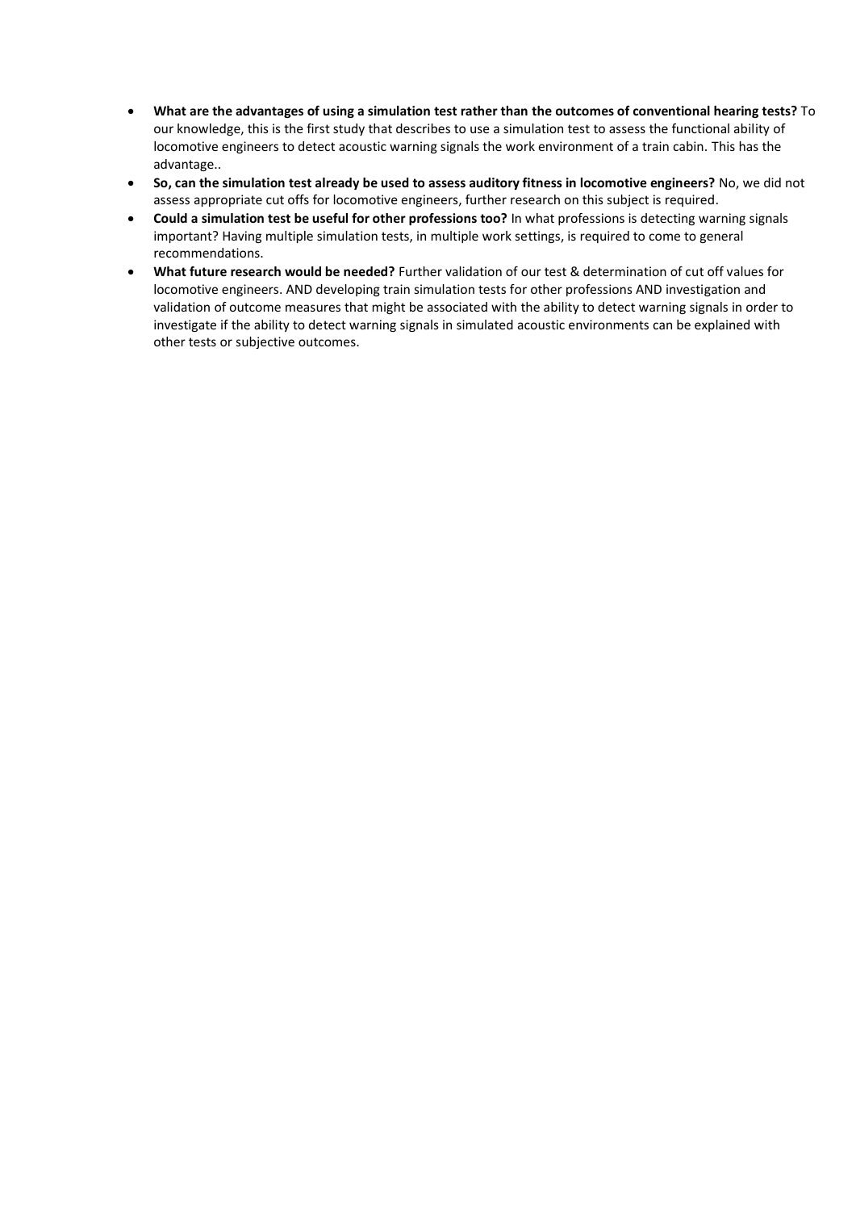- **What are the advantages of using a simulation test rather than the outcomes of conventional hearing tests?** To our knowledge, this is the first study that describes to use a simulation test to assess the functional ability of locomotive engineers to detect acoustic warning signals the work environment of a train cabin. This has the advantage..
- **So, can the simulation test already be used to assess auditory fitness in locomotive engineers?** No, we did not assess appropriate cut offs for locomotive engineers, further research on this subject is required.
- **Could a simulation test be useful for other professions too?** In what professions is detecting warning signals important? Having multiple simulation tests, in multiple work settings, is required to come to general recommendations.
- **What future research would be needed?** Further validation of our test & determination of cut off values for locomotive engineers. AND developing train simulation tests for other professions AND investigation and validation of outcome measures that might be associated with the ability to detect warning signals in order to investigate if the ability to detect warning signals in simulated acoustic environments can be explained with other tests or subjective outcomes.